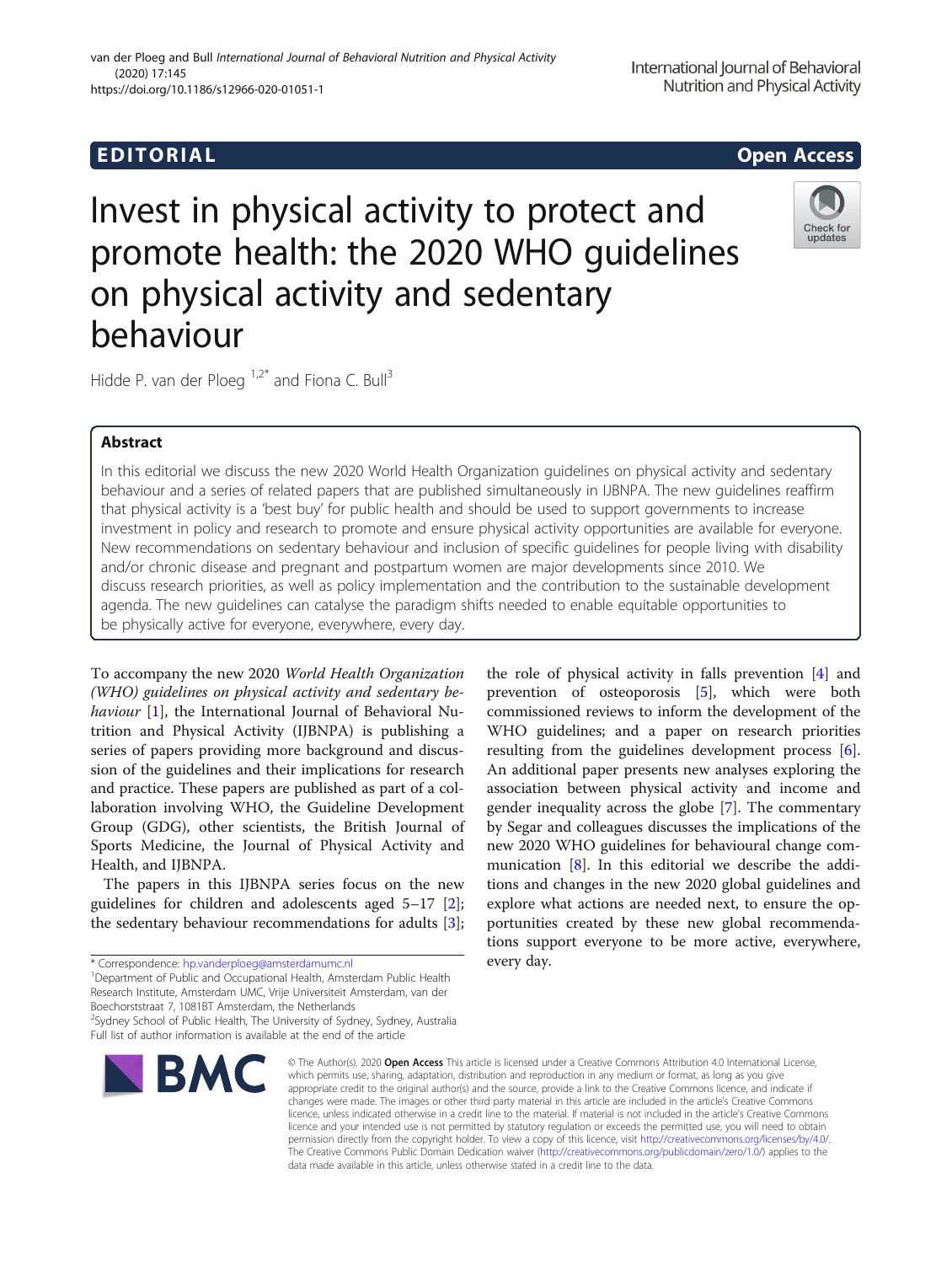EDITORIAL

Open Access

# Invest in physical activity to protect and promote health: the 2020 WHO guidelines on physical activity and sedentary behaviour

Hidde P. van der Ploeg [1,2*] and Fiona C. Bull[3]

## Abstract

In this editorial we discuss the new 2020 World Health Organization guidelines on physical activity and sedentary behaviour and a series of related papers that are published simultaneously in IJBNPA. The new guidelines reaffirm that physical activity is a 'best buy' for public health and should be used to support governments to increase investment in policy and research to promote and ensure physical activity opportunities are available for everyone. New recommendations on sedentary behaviour and inclusion of specific guidelines for people living with disability and/or chronic disease and pregnant and postpartum women are major developments since 2010. We discuss research priorities, as well as policy implementation and the contribution to the sustainable development agenda. The new guidelines can catalyse the paradigm shifts needed to enable equitable opportunities to be physically active for everyone, everywhere, every day.

To accompany the new 2020 *World Health Organization (WHO) guidelines on physical activity and sedentary behaviour* [1], the International Journal of Behavioral Nutrition and Physical Activity (IJBNPA) is publishing a series of papers providing more background and discussion of the guidelines and their implications for research and practice. These papers are published as part of a collaboration involving WHO, the Guideline Development Group (GDG), other scientists, the British Journal of Sports Medicine, the Journal of Physical Activity and Health, and IJBNPA.

The papers in this IJBNPA series focus on the new guidelines for children and adolescents aged 5–17 [2]; the sedentary behaviour recommendations for adults [3]; the role of physical activity in falls prevention [4] and prevention of osteoporosis [5], which were both commissioned reviews to inform the development of the WHO guidelines; and a paper on research priorities resulting from the guidelines development process [6]. An additional paper presents new analyses exploring the association between physical activity and income and gender inequality across the globe [7]. The commentary by Segar and colleagues discusses the implications of the new 2020 WHO guidelines for behavioural change communication [8]. In this editorial we describe the additions and changes in the new 2020 global guidelines and explore what actions are needed next, to ensure the opportunities created by these new global recommendations support everyone to be more active, everywhere, every day.

\* Correspondence: hp.vanderploeg@amsterdamumc.nl
[1]Department of Public and Occupational Health, Amsterdam Public Health Research Institute, Amsterdam UMC, Vrije Universiteit Amsterdam, van der Boechorststraat 7, 1081BT Amsterdam, the Netherlands
[2]Sydney School of Public Health, The University of Sydney, Sydney, Australia
Full list of author information is available at the end of the article

© The Author(s). 2020 **Open Access** This article is licensed under a Creative Commons Attribution 4.0 International License, which permits use, sharing, adaptation, distribution and reproduction in any medium or format, as long as you give appropriate credit to the original author(s) and the source, provide a link to the Creative Commons licence, and indicate if changes were made. The images or other third party material in this article are included in the article's Creative Commons licence, unless indicated otherwise in a credit line to the material. If material is not included in the article's Creative Commons licence and your intended use is not permitted by statutory regulation or exceeds the permitted use, you will need to obtain permission directly from the copyright holder. To view a copy of this licence, visit http://creativecommons.org/licenses/by/4.0/. The Creative Commons Public Domain Dedication waiver (http://creativecommons.org/publicdomain/zero/1.0/) applies to the data made available in this article, unless otherwise stated in a credit line to the data.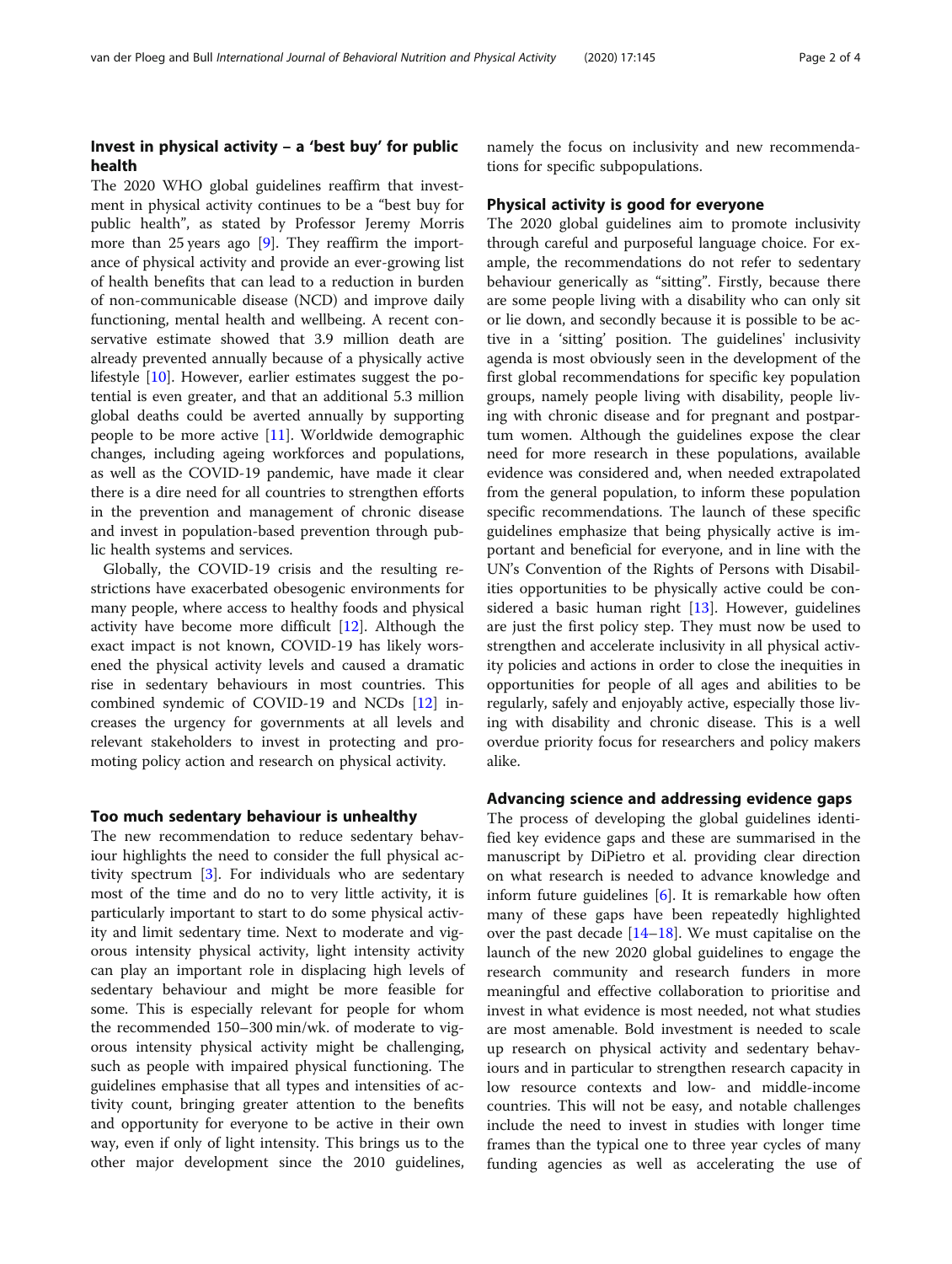## Invest in physical activity – a 'best buy' for public health

The 2020 WHO global guidelines reaffirm that investment in physical activity continues to be a "best buy for public health", as stated by Professor Jeremy Morris more than 25 years ago [9]. They reaffirm the importance of physical activity and provide an ever-growing list of health benefits that can lead to a reduction in burden of non-communicable disease (NCD) and improve daily functioning, mental health and wellbeing. A recent conservative estimate showed that 3.9 million death are already prevented annually because of a physically active lifestyle [10]. However, earlier estimates suggest the potential is even greater, and that an additional 5.3 million global deaths could be averted annually by supporting people to be more active [11]. Worldwide demographic changes, including ageing workforces and populations, as well as the COVID-19 pandemic, have made it clear there is a dire need for all countries to strengthen efforts in the prevention and management of chronic disease and invest in population-based prevention through public health systems and services.

Globally, the COVID-19 crisis and the resulting restrictions have exacerbated obesogenic environments for many people, where access to healthy foods and physical activity have become more difficult [12]. Although the exact impact is not known, COVID-19 has likely worsened the physical activity levels and caused a dramatic rise in sedentary behaviours in most countries. This combined syndemic of COVID-19 and NCDs [12] increases the urgency for governments at all levels and relevant stakeholders to invest in protecting and promoting policy action and research on physical activity.

## Too much sedentary behaviour is unhealthy

The new recommendation to reduce sedentary behaviour highlights the need to consider the full physical activity spectrum [3]. For individuals who are sedentary most of the time and do no to very little activity, it is particularly important to start to do some physical activity and limit sedentary time. Next to moderate and vigorous intensity physical activity, light intensity activity can play an important role in displacing high levels of sedentary behaviour and might be more feasible for some. This is especially relevant for people for whom the recommended 150–300 min/wk. of moderate to vigorous intensity physical activity might be challenging, such as people with impaired physical functioning. The guidelines emphasise that all types and intensities of activity count, bringing greater attention to the benefits and opportunity for everyone to be active in their own way, even if only of light intensity. This brings us to the other major development since the 2010 guidelines, namely the focus on inclusivity and new recommendations for specific subpopulations.

## Physical activity is good for everyone

The 2020 global guidelines aim to promote inclusivity through careful and purposeful language choice. For example, the recommendations do not refer to sedentary behaviour generically as "sitting". Firstly, because there are some people living with a disability who can only sit or lie down, and secondly because it is possible to be active in a 'sitting' position. The guidelines' inclusivity agenda is most obviously seen in the development of the first global recommendations for specific key population groups, namely people living with disability, people living with chronic disease and for pregnant and postpartum women. Although the guidelines expose the clear need for more research in these populations, available evidence was considered and, when needed extrapolated from the general population, to inform these population specific recommendations. The launch of these specific guidelines emphasize that being physically active is important and beneficial for everyone, and in line with the UN's Convention of the Rights of Persons with Disabilities opportunities to be physically active could be considered a basic human right [13]. However, guidelines are just the first policy step. They must now be used to strengthen and accelerate inclusivity in all physical activity policies and actions in order to close the inequities in opportunities for people of all ages and abilities to be regularly, safely and enjoyably active, especially those living with disability and chronic disease. This is a well overdue priority focus for researchers and policy makers alike.

## Advancing science and addressing evidence gaps

The process of developing the global guidelines identified key evidence gaps and these are summarised in the manuscript by DiPietro et al. providing clear direction on what research is needed to advance knowledge and inform future guidelines [6]. It is remarkable how often many of these gaps have been repeatedly highlighted over the past decade [14–18]. We must capitalise on the launch of the new 2020 global guidelines to engage the research community and research funders in more meaningful and effective collaboration to prioritise and invest in what evidence is most needed, not what studies are most amenable. Bold investment is needed to scale up research on physical activity and sedentary behaviours and in particular to strengthen research capacity in low resource contexts and low- and middle-income countries. This will not be easy, and notable challenges include the need to invest in studies with longer time frames than the typical one to three year cycles of many funding agencies as well as accelerating the use of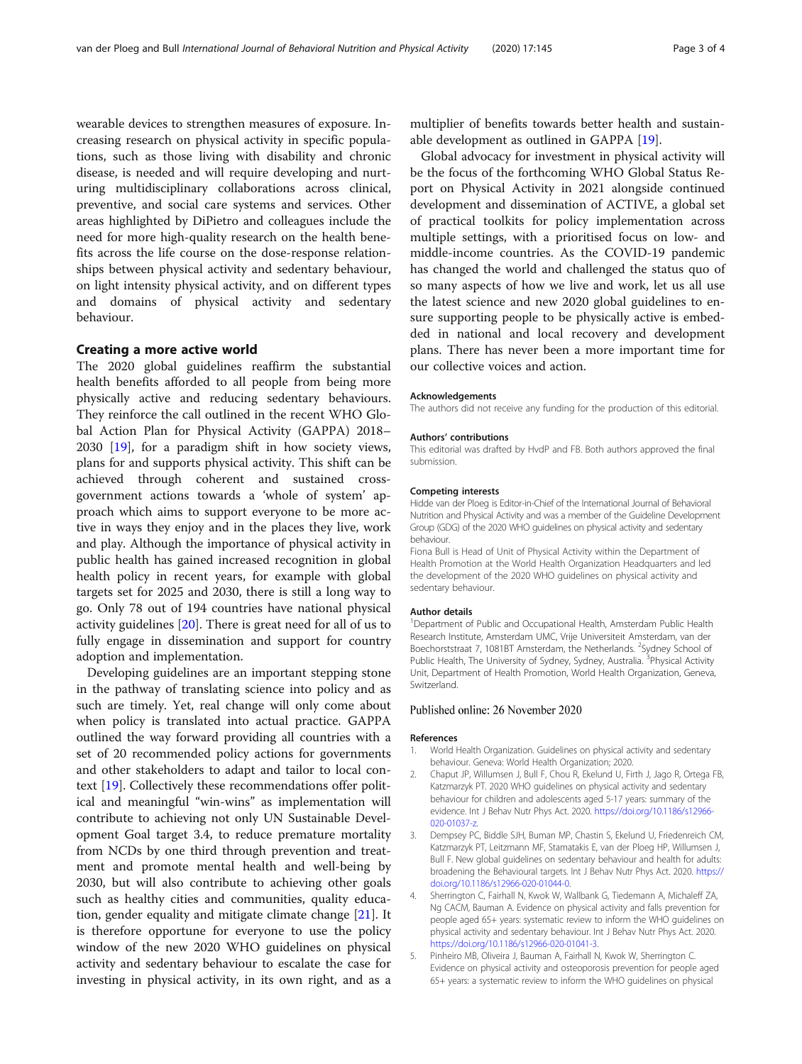wearable devices to strengthen measures of exposure. Increasing research on physical activity in specific populations, such as those living with disability and chronic disease, is needed and will require developing and nurturing multidisciplinary collaborations across clinical, preventive, and social care systems and services. Other areas highlighted by DiPietro and colleagues include the need for more high-quality research on the health benefits across the life course on the dose-response relationships between physical activity and sedentary behaviour, on light intensity physical activity, and on different types and domains of physical activity and sedentary behaviour.

## Creating a more active world

The 2020 global guidelines reaffirm the substantial health benefits afforded to all people from being more physically active and reducing sedentary behaviours. They reinforce the call outlined in the recent WHO Global Action Plan for Physical Activity (GAPPA) 2018–2030 [19], for a paradigm shift in how society views, plans for and supports physical activity. This shift can be achieved through coherent and sustained cross-government actions towards a 'whole of system' approach which aims to support everyone to be more active in ways they enjoy and in the places they live, work and play. Although the importance of physical activity in public health has gained increased recognition in global health policy in recent years, for example with global targets set for 2025 and 2030, there is still a long way to go. Only 78 out of 194 countries have national physical activity guidelines [20]. There is great need for all of us to fully engage in dissemination and support for country adoption and implementation.

Developing guidelines are an important stepping stone in the pathway of translating science into policy and as such are timely. Yet, real change will only come about when policy is translated into actual practice. GAPPA outlined the way forward providing all countries with a set of 20 recommended policy actions for governments and other stakeholders to adapt and tailor to local context [19]. Collectively these recommendations offer political and meaningful "win-wins" as implementation will contribute to achieving not only UN Sustainable Development Goal target 3.4, to reduce premature mortality from NCDs by one third through prevention and treatment and promote mental health and well-being by 2030, but will also contribute to achieving other goals such as healthy cities and communities, quality education, gender equality and mitigate climate change [21]. It is therefore opportune for everyone to use the policy window of the new 2020 WHO guidelines on physical activity and sedentary behaviour to escalate the case for investing in physical activity, in its own right, and as a multiplier of benefits towards better health and sustainable development as outlined in GAPPA [19].

Global advocacy for investment in physical activity will be the focus of the forthcoming WHO Global Status Report on Physical Activity in 2021 alongside continued development and dissemination of ACTIVE, a global set of practical toolkits for policy implementation across multiple settings, with a prioritised focus on low- and middle-income countries. As the COVID-19 pandemic has changed the world and challenged the status quo of so many aspects of how we live and work, let us all use the latest science and new 2020 global guidelines to ensure supporting people to be physically active is embedded in national and local recovery and development plans. There has never been a more important time for our collective voices and action.

#### Acknowledgements

The authors did not receive any funding for the production of this editorial.

#### Authors' contributions

This editorial was drafted by HvdP and FB. Both authors approved the final submission.

#### Competing interests

Hidde van der Ploeg is Editor-in-Chief of the International Journal of Behavioral Nutrition and Physical Activity and was a member of the Guideline Development Group (GDG) of the 2020 WHO guidelines on physical activity and sedentary behaviour.

Fiona Bull is Head of Unit of Physical Activity within the Department of Health Promotion at the World Health Organization Headquarters and led the development of the 2020 WHO guidelines on physical activity and sedentary behaviour.

#### Author details

[1]Department of Public and Occupational Health, Amsterdam Public Health Research Institute, Amsterdam UMC, Vrije Universiteit Amsterdam, van der Boechorststraat 7, 1081BT Amsterdam, the Netherlands. [2]Sydney School of Public Health, The University of Sydney, Sydney, Australia. [3]Physical Activity Unit, Department of Health Promotion, World Health Organization, Geneva, Switzerland.

Published online: 26 November 2020

#### References

1. World Health Organization. Guidelines on physical activity and sedentary behaviour. Geneva: World Health Organization; 2020.
2. Chaput JP, Willumsen J, Bull F, Chou R, Ekelund U, Firth J, Jago R, Ortega FB, Katzmarzyk PT. 2020 WHO guidelines on physical activity and sedentary behaviour for children and adolescents aged 5-17 years: summary of the evidence. Int J Behav Nutr Phys Act. 2020. https://doi.org/10.1186/s12966-020-01037-z.
3. Dempsey PC, Biddle SJH, Buman MP, Chastin S, Ekelund U, Friedenreich CM, Katzmarzyk PT, Leitzmann MF, Stamatakis E, van der Ploeg HP, Willumsen J, Bull F. New global guidelines on sedentary behaviour and health for adults: broadening the Behavioural targets. Int J Behav Nutr Phys Act. 2020. https://doi.org/10.1186/s12966-020-01044-0.
4. Sherrington C, Fairhall N, Kwok W, Wallbank G, Tiedemann A, Michaleff ZA, Ng CACM, Bauman A. Evidence on physical activity and falls prevention for people aged 65+ years: systematic review to inform the WHO guidelines on physical activity and sedentary behaviour. Int J Behav Nutr Phys Act. 2020. https://doi.org/10.1186/s12966-020-01041-3.
5. Pinheiro MB, Oliveira J, Bauman A, Fairhall N, Kwok W, Sherrington C. Evidence on physical activity and osteoporosis prevention for people aged 65+ years: a systematic review to inform the WHO guidelines on physical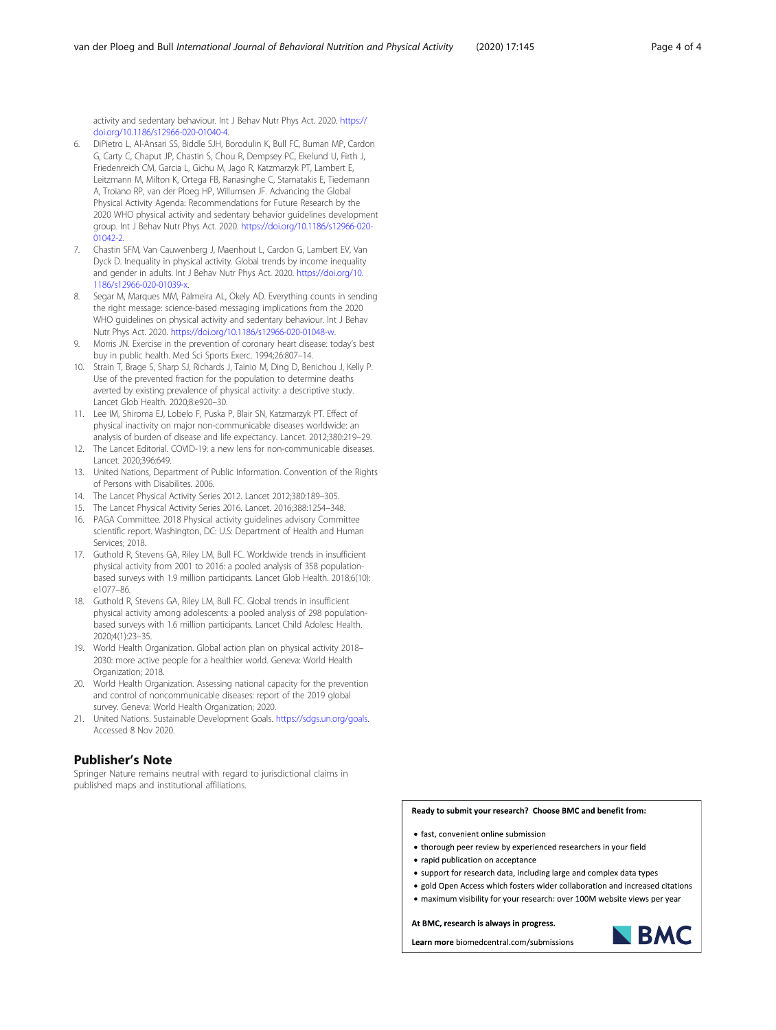activity and sedentary behaviour. Int J Behav Nutr Phys Act. 2020. https://doi.org/10.1186/s12966-020-01040-4.

6. DiPietro L, Al-Ansari SS, Biddle SJH, Borodulin K, Bull FC, Buman MP, Cardon G, Carty C, Chaput JP, Chastin S, Chou R, Dempsey PC, Ekelund U, Firth J, Friedenreich CM, Garcia L, Gichu M, Jago R, Katzmarzyk PT, Lambert E, Leitzmann M, Milton K, Ortega FB, Ranasinghe C, Stamatakis E, Tiedemann A, Troiano RP, van der Ploeg HP, Willumsen JF. Advancing the Global Physical Activity Agenda: Recommendations for Future Research by the 2020 WHO physical activity and sedentary behavior guidelines development group. Int J Behav Nutr Phys Act. 2020. https://doi.org/10.1186/s12966-020-01042-2.
7. Chastin SFM, Van Cauwenberg J, Maenhout L, Cardon G, Lambert EV, Van Dyck D. Inequality in physical activity. Global trends by income inequality and gender in adults. Int J Behav Nutr Phys Act. 2020. https://doi.org/10.1186/s12966-020-01039-x.
8. Segar M, Marques MM, Palmeira AL, Okely AD. Everything counts in sending the right message: science-based messaging implications from the 2020 WHO guidelines on physical activity and sedentary behaviour. Int J Behav Nutr Phys Act. 2020. https://doi.org/10.1186/s12966-020-01048-w.
9. Morris JN. Exercise in the prevention of coronary heart disease: today's best buy in public health. Med Sci Sports Exerc. 1994;26:807–14.
10. Strain T, Brage S, Sharp SJ, Richards J, Tainio M, Ding D, Benichou J, Kelly P. Use of the prevented fraction for the population to determine deaths averted by existing prevalence of physical activity: a descriptive study. Lancet Glob Health. 2020;8:e920–30.
11. Lee IM, Shiroma EJ, Lobelo F, Puska P, Blair SN, Katzmarzyk PT. Effect of physical inactivity on major non-communicable diseases worldwide: an analysis of burden of disease and life expectancy. Lancet. 2012;380:219–29.
12. The Lancet Editorial. COVID-19: a new lens for non-communicable diseases. Lancet. 2020;396:649.
13. United Nations, Department of Public Information. Convention of the Rights of Persons with Disabilites. 2006.
14. The Lancet Physical Activity Series 2012. Lancet 2012;380:189–305.
15. The Lancet Physical Activity Series 2016. Lancet. 2016;388:1254–348.
16. PAGA Committee. 2018 Physical activity guidelines advisory Committee scientific report. Washington, DC: U.S: Department of Health and Human Services; 2018.
17. Guthold R, Stevens GA, Riley LM, Bull FC. Worldwide trends in insufficient physical activity from 2001 to 2016: a pooled analysis of 358 population-based surveys with 1.9 million participants. Lancet Glob Health. 2018;6(10): e1077–86.
18. Guthold R, Stevens GA, Riley LM, Bull FC. Global trends in insufficient physical activity among adolescents: a pooled analysis of 298 population-based surveys with 1.6 million participants. Lancet Child Adolesc Health. 2020;4(1):23–35.
19. World Health Organization. Global action plan on physical activity 2018–2030: more active people for a healthier world. Geneva: World Health Organization; 2018.
20. World Health Organization. Assessing national capacity for the prevention and control of noncommunicable diseases: report of the 2019 global survey. Geneva: World Health Organization; 2020.
21. United Nations. Sustainable Development Goals. https://sdgs.un.org/goals. Accessed 8 Nov 2020.

## Publisher's Note

Springer Nature remains neutral with regard to jurisdictional claims in published maps and institutional affiliations.

**Ready to submit your research? Choose BMC and benefit from:**

- fast, convenient online submission
- thorough peer review by experienced researchers in your field
- rapid publication on acceptance
- support for research data, including large and complex data types
- gold Open Access which fosters wider collaboration and increased citations
- maximum visibility for your research: over 100M website views per year

**At BMC, research is always in progress.**

**Learn more** biomedcentral.com/submissions

BMC